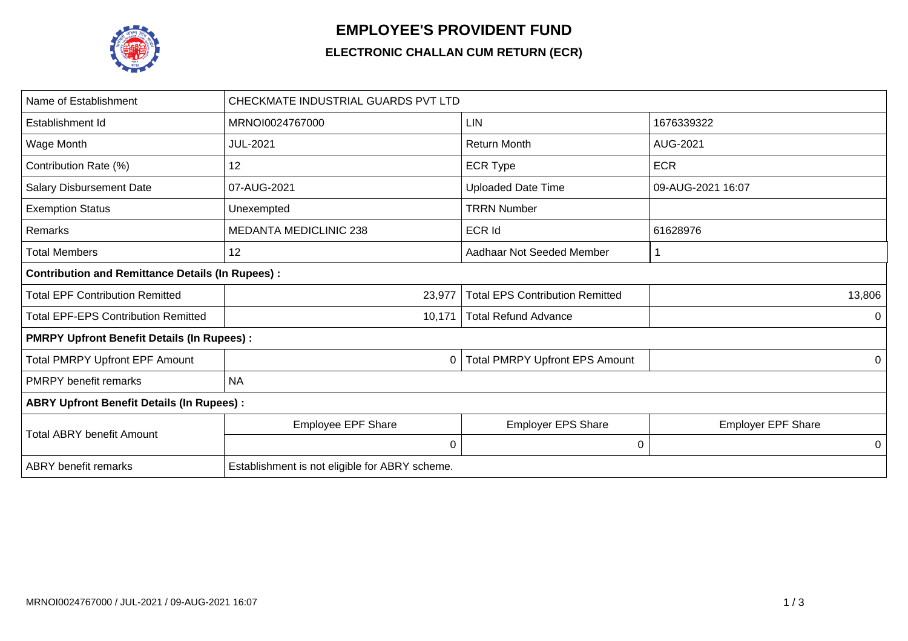# EMPLOYEE'S PROVIDENT FUND

## ELECTRONIC CHALLAN CUM RETURN (ECR)

| Name of Establishment | CHECKMATE INDUSTRIAL GUARDS PVT LTD | | |
|---|---|---|---|
| Establishment Id | MRNOI0024767000 | LIN | 1676339322 |
| Wage Month | JUL-2021 | Return Month | AUG-2021 |
| Contribution Rate (%) | 12 | ECR Type | ECR |
| Salary Disbursement Date | 07-AUG-2021 | Uploaded Date Time | 09-AUG-2021 16:07 |
| Exemption Status | Unexempted | TRRN Number | |
| Remarks | MEDANTA MEDICLINIC 238 | ECR Id | 61628976 |
| Total Members | 12 | Aadhaar Not Seeded Member | 1 |
| **Contribution and Remittance Details (In Rupees) :** | | | |
| Total EPF Contribution Remitted | 23,977 | Total EPS Contribution Remitted | 13,806 |
| Total EPF-EPS Contribution Remitted | 10,171 | Total Refund Advance | 0 |
| **PMRPY Upfront Benefit Details (In Rupees) :** | | | |
| Total PMRPY Upfront EPF Amount | 0 | Total PMRPY Upfront EPS Amount | 0 |
| PMRPY benefit remarks | NA | | |
| **ABRY Upfront Benefit Details (In Rupees) :** | | | |
| Total ABRY benefit Amount | Employee EPF Share | Employer EPS Share | Employer EPF Share |
| | 0 | 0 | 0 |
| ABRY benefit remarks | Establishment is not eligible for ABRY scheme. | | |

MRNOI0024767000 / JUL-2021 / 09-AUG-2021 16:07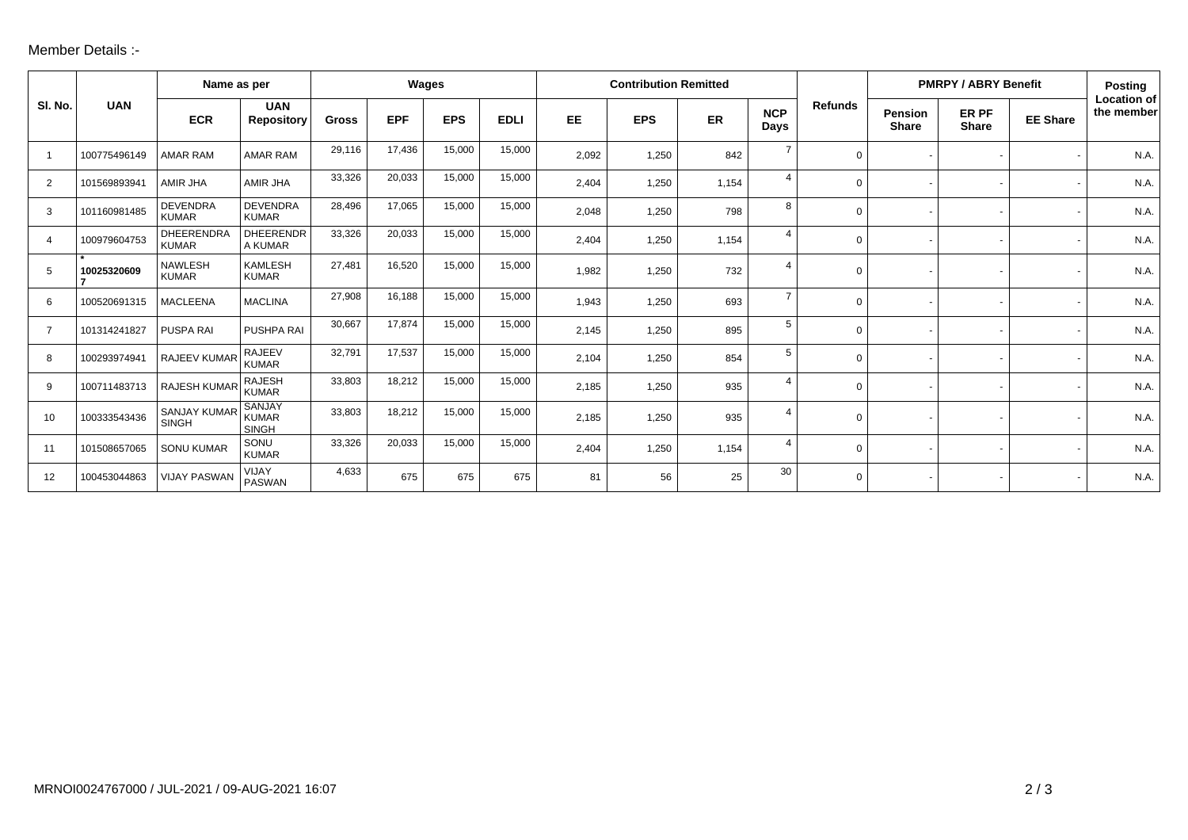Member Details :-

| Sl. No. | UAN | Name as per | | Wages | | | | Contribution Remitted | | | | Refunds | PMRPY / ABRY Benefit | | | Posting Location of the member |
|---|---|---|---|---|---|---|---|---|---|---|---|---|---|---|---|---|
| | | ECR | UAN Repository | Gross | EPF | EPS | EDLI | EE | EPS | ER | NCP Days | | Pension Share | ER PF Share | EE Share | |
| 1 | 100775496149 | AMAR RAM | AMAR RAM | 29,116 | 17,436 | 15,000 | 15,000 | 2,092 | 1,250 | 842 | 7 | 0 | - | - | - | N.A. |
| 2 | 101569893941 | AMIR JHA | AMIR JHA | 33,326 | 20,033 | 15,000 | 15,000 | 2,404 | 1,250 | 1,154 | 4 | 0 | - | - | - | N.A. |
| 3 | 101160981485 | DEVENDRA KUMAR | DEVENDRA KUMAR | 28,496 | 17,065 | 15,000 | 15,000 | 2,048 | 1,250 | 798 | 8 | 0 | - | - | - | N.A. |
| 4 | 100979604753 | DHEERENDRA KUMAR | DHEERENDRA KUMAR | 33,326 | 20,033 | 15,000 | 15,000 | 2,404 | 1,250 | 1,154 | 4 | 0 | - | - | - | N.A. |
| 5 | * **100253206097** | NAWLESH KUMAR | KAMLESH KUMAR | 27,481 | 16,520 | 15,000 | 15,000 | 1,982 | 1,250 | 732 | 4 | 0 | - | - | - | N.A. |
| 6 | 100520691315 | MACLEENA | MACLINA | 27,908 | 16,188 | 15,000 | 15,000 | 1,943 | 1,250 | 693 | 7 | 0 | - | - | - | N.A. |
| 7 | 101314241827 | PUSPA RAI | PUSHPA RAI | 30,667 | 17,874 | 15,000 | 15,000 | 2,145 | 1,250 | 895 | 5 | 0 | - | - | - | N.A. |
| 8 | 100293974941 | RAJEEV KUMAR | RAJEEV KUMAR | 32,791 | 17,537 | 15,000 | 15,000 | 2,104 | 1,250 | 854 | 5 | 0 | - | - | - | N.A. |
| 9 | 100711483713 | RAJESH KUMAR | RAJESH KUMAR | 33,803 | 18,212 | 15,000 | 15,000 | 2,185 | 1,250 | 935 | 4 | 0 | - | - | - | N.A. |
| 10 | 100333543436 | SANJAY KUMAR SINGH | SANJAY KUMAR SINGH | 33,803 | 18,212 | 15,000 | 15,000 | 2,185 | 1,250 | 935 | 4 | 0 | - | - | - | N.A. |
| 11 | 101508657065 | SONU KUMAR | SONU KUMAR | 33,326 | 20,033 | 15,000 | 15,000 | 2,404 | 1,250 | 1,154 | 4 | 0 | - | - | - | N.A. |
| 12 | 100453044863 | VIJAY PASWAN | VIJAY PASWAN | 4,633 | 675 | 675 | 675 | 81 | 56 | 25 | 30 | 0 | - | - | - | N.A. |

MRNOI0024767000 / JUL-2021 / 09-AUG-2021 16:07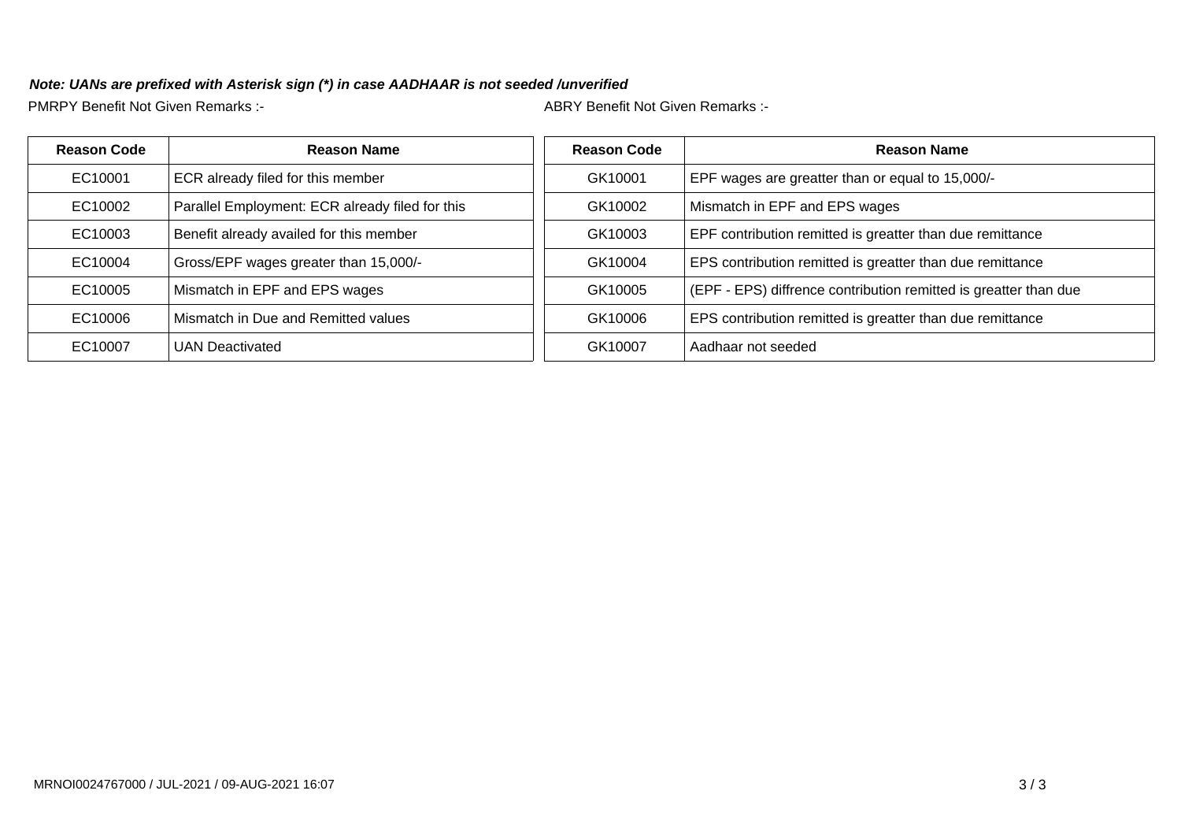***Note: UANs are prefixed with Asterisk sign (*) in case AADHAAR is not seeded /unverified***

PMRPY Benefit Not Given Remarks :-

| Reason Code | Reason Name |
|---|---|
| EC10001 | ECR already filed for this member |
| EC10002 | Parallel Employment: ECR already filed for this |
| EC10003 | Benefit already availed for this member |
| EC10004 | Gross/EPF wages greater than 15,000/- |
| EC10005 | Mismatch in EPF and EPS wages |
| EC10006 | Mismatch in Due and Remitted values |
| EC10007 | UAN Deactivated |

ABRY Benefit Not Given Remarks :-

| Reason Code | Reason Name |
|---|---|
| GK10001 | EPF wages are greatter than or equal to 15,000/- |
| GK10002 | Mismatch in EPF and EPS wages |
| GK10003 | EPF contribution remitted is greatter than due remittance |
| GK10004 | EPS contribution remitted is greatter than due remittance |
| GK10005 | (EPF - EPS) diffrence contribution remitted is greatter than due |
| GK10006 | EPS contribution remitted is greatter than due remittance |
| GK10007 | Aadhaar not seeded |

MRNOI0024767000 / JUL-2021 / 09-AUG-2021 16:07